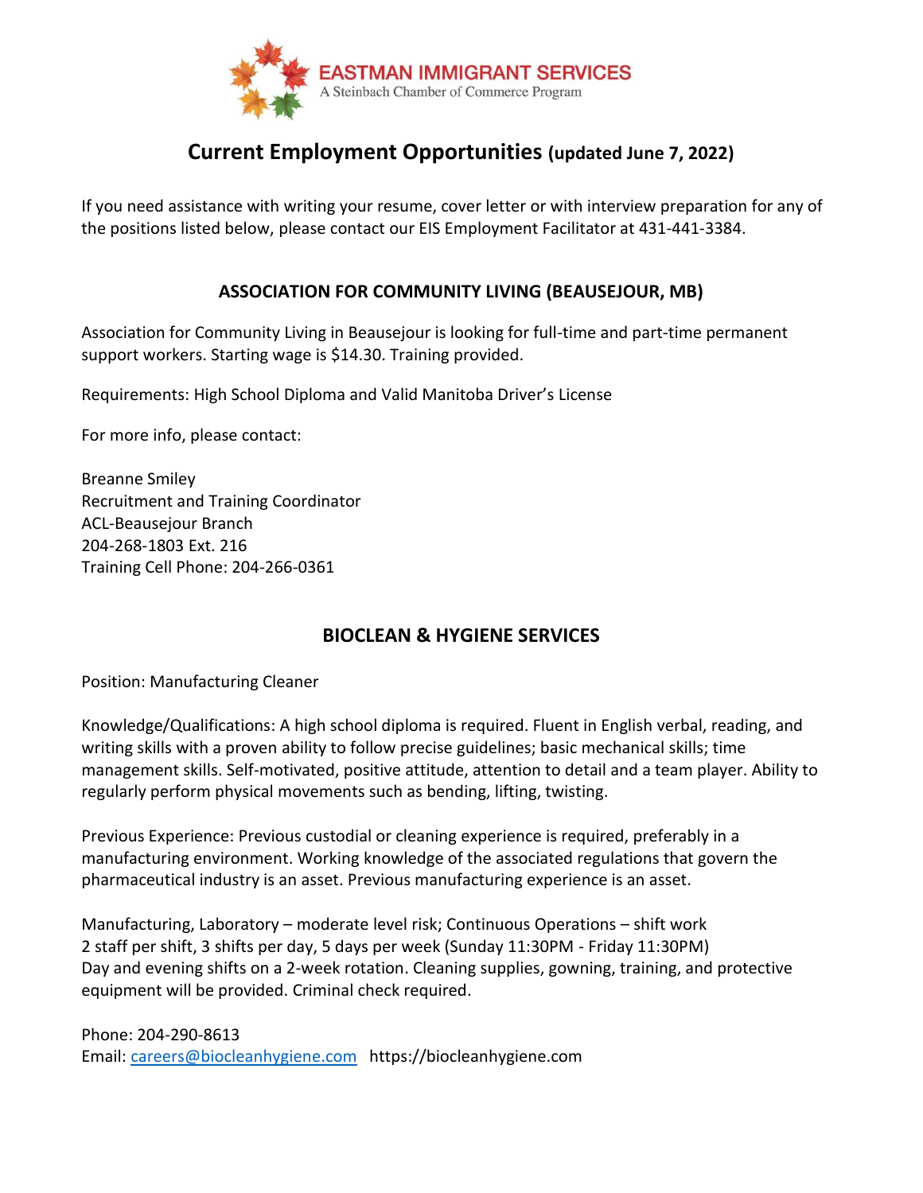EASTMAN IMMIGRANT SERVICES
A Steinbach Chamber of Commerce Program

# Current Employment Opportunities (updated June 7, 2022)

If you need assistance with writing your resume, cover letter or with interview preparation for any of the positions listed below, please contact our EIS Employment Facilitator at 431-441-3384.

## ASSOCIATION FOR COMMUNITY LIVING (BEAUSEJOUR, MB)

Association for Community Living in Beausejour is looking for full-time and part-time permanent support workers. Starting wage is $14.30. Training provided.

Requirements: High School Diploma and Valid Manitoba Driver's License

For more info, please contact:

Breanne Smiley
Recruitment and Training Coordinator
ACL-Beausejour Branch
204-268-1803 Ext. 216
Training Cell Phone: 204-266-0361

## BIOCLEAN & HYGIENE SERVICES

Position: Manufacturing Cleaner

Knowledge/Qualifications: A high school diploma is required. Fluent in English verbal, reading, and writing skills with a proven ability to follow precise guidelines; basic mechanical skills; time management skills. Self-motivated, positive attitude, attention to detail and a team player. Ability to regularly perform physical movements such as bending, lifting, twisting.

Previous Experience: Previous custodial or cleaning experience is required, preferably in a manufacturing environment. Working knowledge of the associated regulations that govern the pharmaceutical industry is an asset. Previous manufacturing experience is an asset.

Manufacturing, Laboratory – moderate level risk; Continuous Operations – shift work
2 staff per shift, 3 shifts per day, 5 days per week (Sunday 11:30PM - Friday 11:30PM)
Day and evening shifts on a 2-week rotation. Cleaning supplies, gowning, training, and protective equipment will be provided. Criminal check required.

Phone: 204-290-8613
Email: careers@biocleanhygiene.com https://biocleanhygiene.com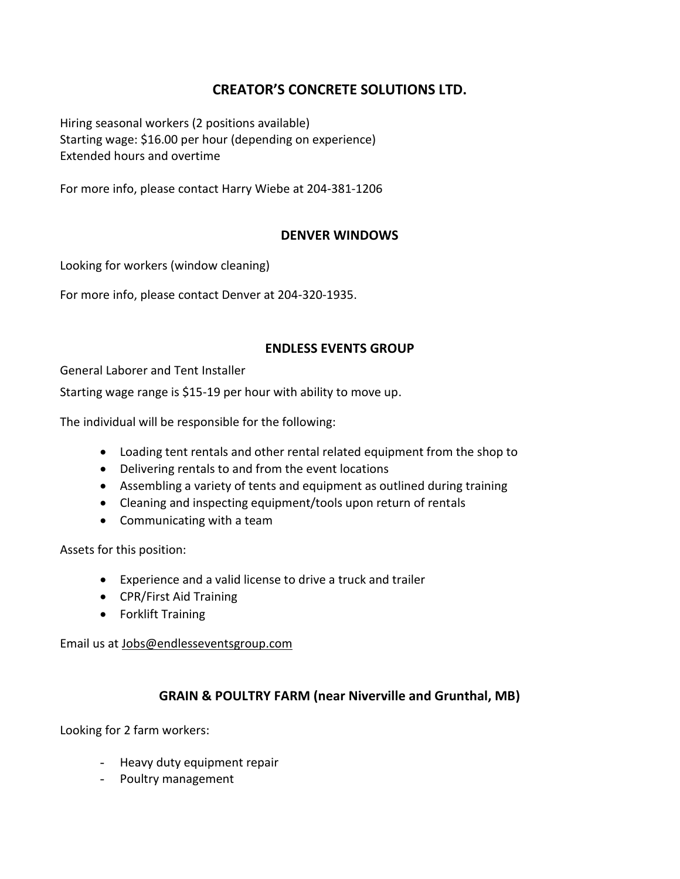## CREATOR'S CONCRETE SOLUTIONS LTD.

Hiring seasonal workers (2 positions available)
Starting wage: $16.00 per hour (depending on experience)
Extended hours and overtime

For more info, please contact Harry Wiebe at 204-381-1206

## DENVER WINDOWS

Looking for workers (window cleaning)

For more info, please contact Denver at 204-320-1935.

## ENDLESS EVENTS GROUP

General Laborer and Tent Installer

Starting wage range is $15-19 per hour with ability to move up.

The individual will be responsible for the following:

- Loading tent rentals and other rental related equipment from the shop to
- Delivering rentals to and from the event locations
- Assembling a variety of tents and equipment as outlined during training
- Cleaning and inspecting equipment/tools upon return of rentals
- Communicating with a team

Assets for this position:

- Experience and a valid license to drive a truck and trailer
- CPR/First Aid Training
- Forklift Training

Email us at Jobs@endlesseventsgroup.com

## GRAIN & POULTRY FARM (near Niverville and Grunthal, MB)

Looking for 2 farm workers:

- Heavy duty equipment repair
- Poultry management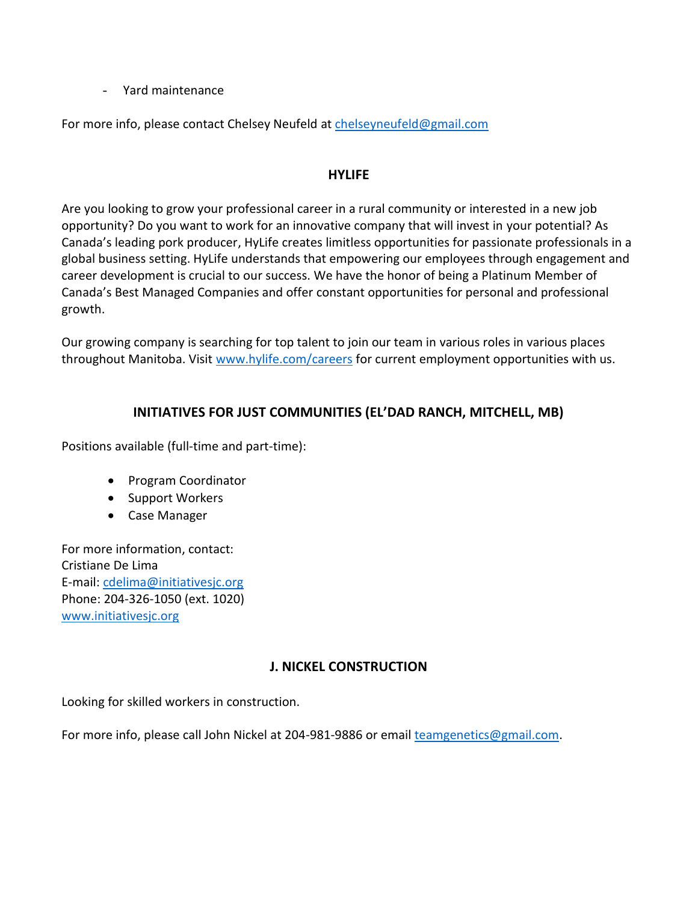- Yard maintenance

For more info, please contact Chelsey Neufeld at chelseyneufeld@gmail.com

## HYLIFE

Are you looking to grow your professional career in a rural community or interested in a new job opportunity? Do you want to work for an innovative company that will invest in your potential? As Canada's leading pork producer, HyLife creates limitless opportunities for passionate professionals in a global business setting. HyLife understands that empowering our employees through engagement and career development is crucial to our success. We have the honor of being a Platinum Member of Canada's Best Managed Companies and offer constant opportunities for personal and professional growth.

Our growing company is searching for top talent to join our team in various roles in various places throughout Manitoba. Visit www.hylife.com/careers for current employment opportunities with us.

## INITIATIVES FOR JUST COMMUNITIES (EL'DAD RANCH, MITCHELL, MB)

Positions available (full-time and part-time):

- Program Coordinator
- Support Workers
- Case Manager

For more information, contact:
Cristiane De Lima
E-mail: cdelima@initiativesjc.org
Phone: 204-326-1050 (ext. 1020)
www.initiativesjc.org

## J. NICKEL CONSTRUCTION

Looking for skilled workers in construction.

For more info, please call John Nickel at 204-981-9886 or email teamgenetics@gmail.com.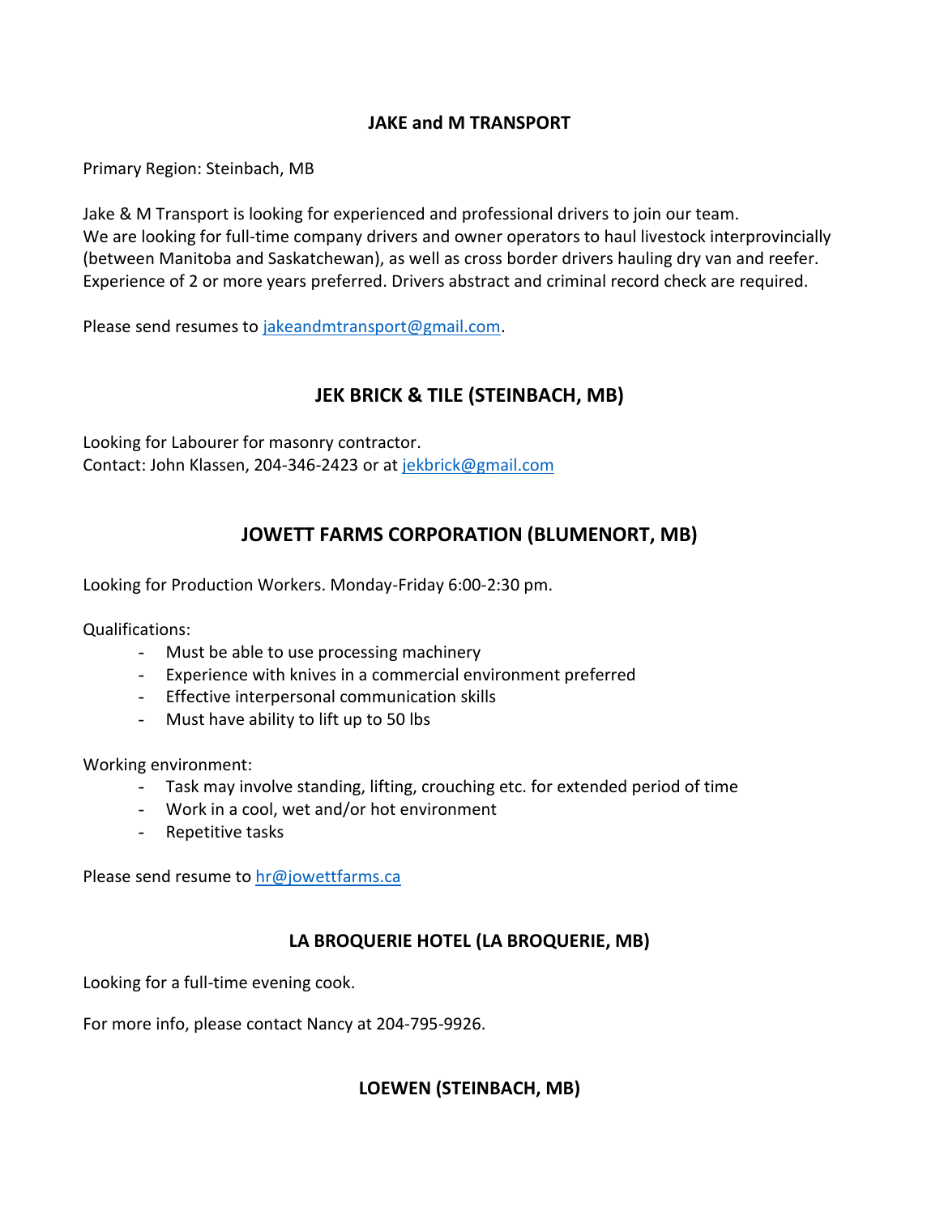## JAKE and M TRANSPORT

Primary Region: Steinbach, MB

Jake & M Transport is looking for experienced and professional drivers to join our team.
We are looking for full-time company drivers and owner operators to haul livestock interprovincially (between Manitoba and Saskatchewan), as well as cross border drivers hauling dry van and reefer. Experience of 2 or more years preferred. Drivers abstract and criminal record check are required.

Please send resumes to jakeandmtransport@gmail.com.

## JEK BRICK & TILE (STEINBACH, MB)

Looking for Labourer for masonry contractor.
Contact: John Klassen, 204-346-2423 or at jekbrick@gmail.com

## JOWETT FARMS CORPORATION (BLUMENORT, MB)

Looking for Production Workers. Monday-Friday 6:00-2:30 pm.

Qualifications:

- Must be able to use processing machinery
- Experience with knives in a commercial environment preferred
- Effective interpersonal communication skills
- Must have ability to lift up to 50 lbs

Working environment:

- Task may involve standing, lifting, crouching etc. for extended period of time
- Work in a cool, wet and/or hot environment
- Repetitive tasks

Please send resume to hr@jowettfarms.ca

## LA BROQUERIE HOTEL (LA BROQUERIE, MB)

Looking for a full-time evening cook.

For more info, please contact Nancy at 204-795-9926.

## LOEWEN (STEINBACH, MB)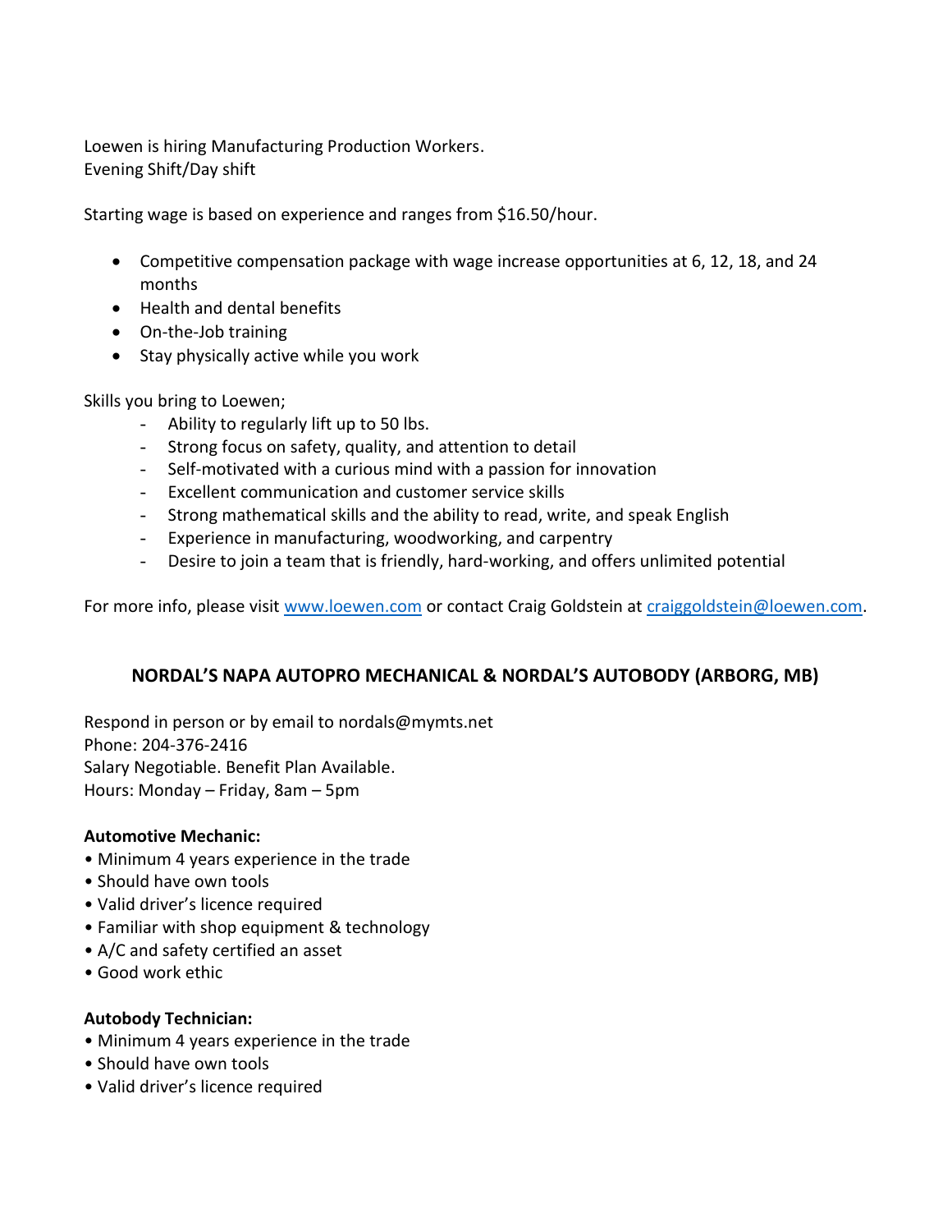Loewen is hiring Manufacturing Production Workers.
Evening Shift/Day shift

Starting wage is based on experience and ranges from $16.50/hour.

- Competitive compensation package with wage increase opportunities at 6, 12, 18, and 24 months
- Health and dental benefits
- On-the-Job training
- Stay physically active while you work

Skills you bring to Loewen;

- Ability to regularly lift up to 50 lbs.
- Strong focus on safety, quality, and attention to detail
- Self-motivated with a curious mind with a passion for innovation
- Excellent communication and customer service skills
- Strong mathematical skills and the ability to read, write, and speak English
- Experience in manufacturing, woodworking, and carpentry
- Desire to join a team that is friendly, hard-working, and offers unlimited potential

For more info, please visit [www.loewen.com](http://www.loewen.com) or contact Craig Goldstein at [craiggoldstein@loewen.com](mailto:craiggoldstein@loewen.com).

## NORDAL'S NAPA AUTOPRO MECHANICAL & NORDAL'S AUTOBODY (ARBORG, MB)

Respond in person or by email to nordals@mymts.net
Phone: 204-376-2416
Salary Negotiable. Benefit Plan Available.
Hours: Monday – Friday, 8am – 5pm

**Automotive Mechanic:**

- Minimum 4 years experience in the trade
- Should have own tools
- Valid driver's licence required
- Familiar with shop equipment & technology
- A/C and safety certified an asset
- Good work ethic

**Autobody Technician:**

- Minimum 4 years experience in the trade
- Should have own tools
- Valid driver's licence required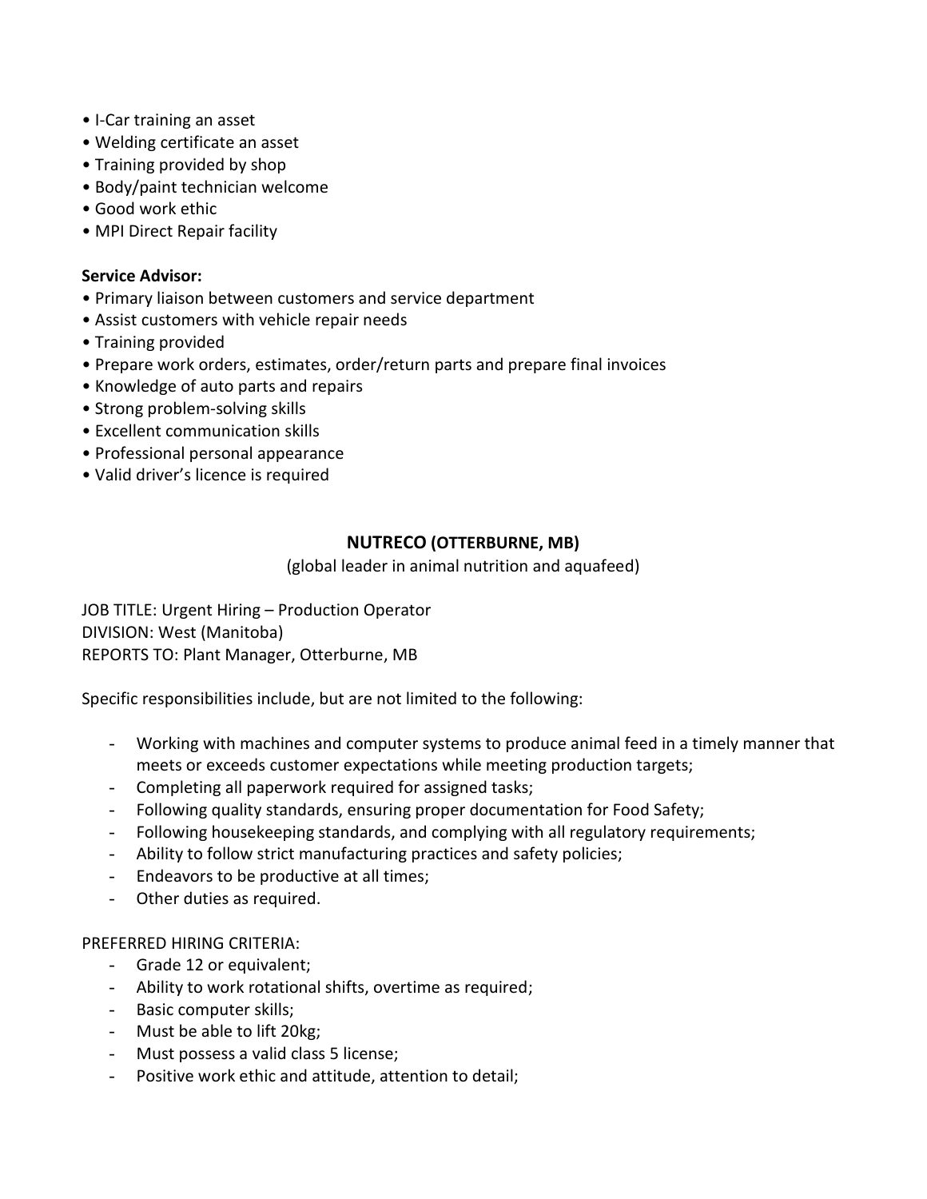- I-Car training an asset
- Welding certificate an asset
- Training provided by shop
- Body/paint technician welcome
- Good work ethic
- MPI Direct Repair facility

**Service Advisor:**

- Primary liaison between customers and service department
- Assist customers with vehicle repair needs
- Training provided
- Prepare work orders, estimates, order/return parts and prepare final invoices
- Knowledge of auto parts and repairs
- Strong problem-solving skills
- Excellent communication skills
- Professional personal appearance
- Valid driver's licence is required

## NUTRECO (OTTERBURNE, MB)

(global leader in animal nutrition and aquafeed)

JOB TITLE: Urgent Hiring – Production Operator
DIVISION: West (Manitoba)
REPORTS TO: Plant Manager, Otterburne, MB

Specific responsibilities include, but are not limited to the following:

- Working with machines and computer systems to produce animal feed in a timely manner that meets or exceeds customer expectations while meeting production targets;
- Completing all paperwork required for assigned tasks;
- Following quality standards, ensuring proper documentation for Food Safety;
- Following housekeeping standards, and complying with all regulatory requirements;
- Ability to follow strict manufacturing practices and safety policies;
- Endeavors to be productive at all times;
- Other duties as required.

PREFERRED HIRING CRITERIA:

- Grade 12 or equivalent;
- Ability to work rotational shifts, overtime as required;
- Basic computer skills;
- Must be able to lift 20kg;
- Must possess a valid class 5 license;
- Positive work ethic and attitude, attention to detail;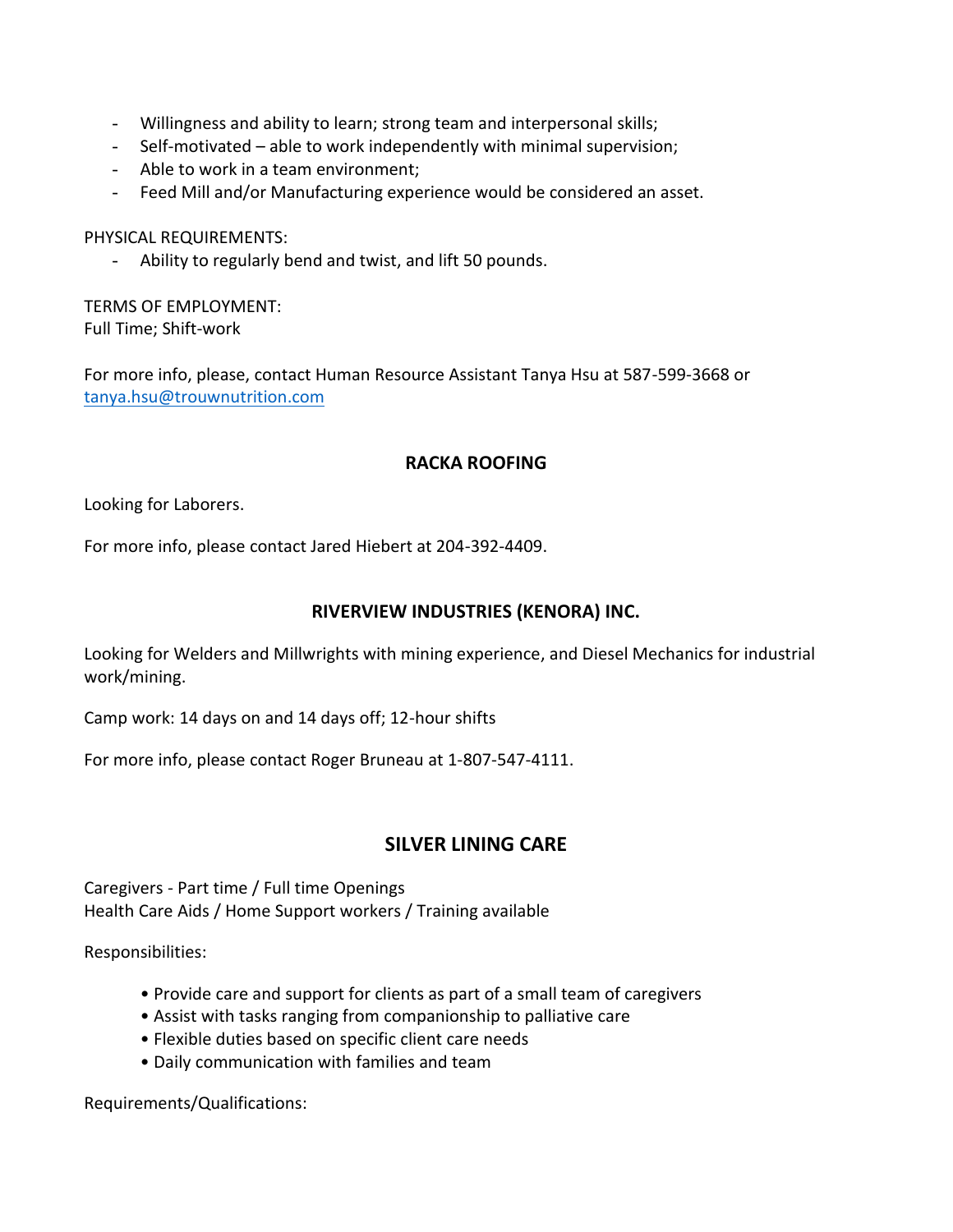- Willingness and ability to learn; strong team and interpersonal skills;
- Self-motivated – able to work independently with minimal supervision;
- Able to work in a team environment;
- Feed Mill and/or Manufacturing experience would be considered an asset.

PHYSICAL REQUIREMENTS:

- Ability to regularly bend and twist, and lift 50 pounds.

TERMS OF EMPLOYMENT:
Full Time; Shift-work

For more info, please, contact Human Resource Assistant Tanya Hsu at 587-599-3668 or tanya.hsu@trouwnutrition.com

## RACKA ROOFING

Looking for Laborers.

For more info, please contact Jared Hiebert at 204-392-4409.

## RIVERVIEW INDUSTRIES (KENORA) INC.

Looking for Welders and Millwrights with mining experience, and Diesel Mechanics for industrial work/mining.

Camp work: 14 days on and 14 days off; 12-hour shifts

For more info, please contact Roger Bruneau at 1-807-547-4111.

## SILVER LINING CARE

Caregivers - Part time / Full time Openings
Health Care Aids / Home Support workers / Training available

Responsibilities:

- Provide care and support for clients as part of a small team of caregivers
- Assist with tasks ranging from companionship to palliative care
- Flexible duties based on specific client care needs
- Daily communication with families and team

Requirements/Qualifications: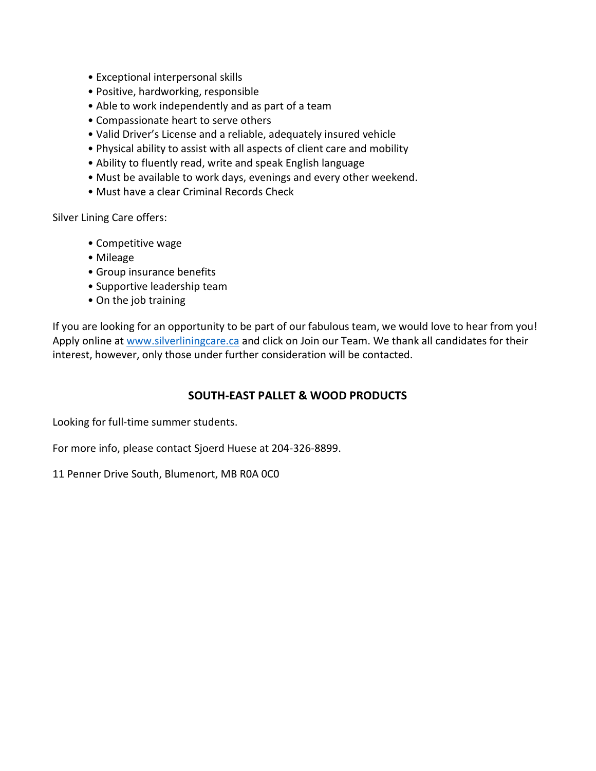- Exceptional interpersonal skills
- Positive, hardworking, responsible
- Able to work independently and as part of a team
- Compassionate heart to serve others
- Valid Driver's License and a reliable, adequately insured vehicle
- Physical ability to assist with all aspects of client care and mobility
- Ability to fluently read, write and speak English language
- Must be available to work days, evenings and every other weekend.
- Must have a clear Criminal Records Check

Silver Lining Care offers:

- Competitive wage
- Mileage
- Group insurance benefits
- Supportive leadership team
- On the job training

If you are looking for an opportunity to be part of our fabulous team, we would love to hear from you! Apply online at [www.silverliningcare.ca](http://www.silverliningcare.ca) and click on Join our Team. We thank all candidates for their interest, however, only those under further consideration will be contacted.

## SOUTH-EAST PALLET & WOOD PRODUCTS

Looking for full-time summer students.

For more info, please contact Sjoerd Huese at 204-326-8899.

11 Penner Drive South, Blumenort, MB R0A 0C0